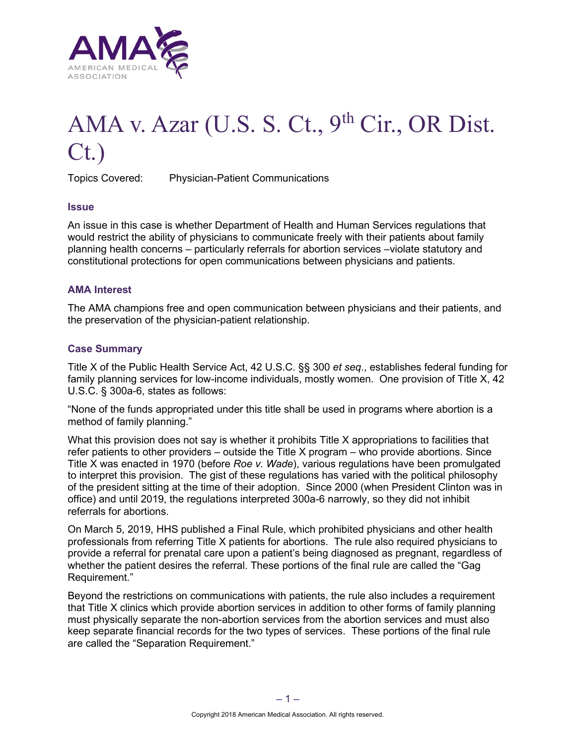# AMA v. Azar (U.S. S. Ct., 9th Cir., OR Dist. Ct.)

Topics Covered: Physician-Patient Communications

## Issue

An issue in this case is whether Department of Health and Human Services regulations that would restrict the ability of physicians to communicate freely with their patients about family planning health concerns – particularly referrals for abortion services –violate statutory and constitutional protections for open communications between physicians and patients.

## AMA Interest

The AMA champions free and open communication between physicians and their patients, and the preservation of the physician-patient relationship.

## Case Summary

Title X of the Public Health Service Act, 42 U.S.C. §§ 300 *et seq.*, establishes federal funding for family planning services for low-income individuals, mostly women. One provision of Title X, 42 U.S.C. § 300a-6, states as follows:

"None of the funds appropriated under this title shall be used in programs where abortion is a method of family planning."

What this provision does not say is whether it prohibits Title X appropriations to facilities that refer patients to other providers – outside the Title X program – who provide abortions. Since Title X was enacted in 1970 (before *Roe v. Wade*), various regulations have been promulgated to interpret this provision. The gist of these regulations has varied with the political philosophy of the president sitting at the time of their adoption. Since 2000 (when President Clinton was in office) and until 2019, the regulations interpreted 300a-6 narrowly, so they did not inhibit referrals for abortions.

On March 5, 2019, HHS published a Final Rule, which prohibited physicians and other health professionals from referring Title X patients for abortions. The rule also required physicians to provide a referral for prenatal care upon a patient's being diagnosed as pregnant, regardless of whether the patient desires the referral. These portions of the final rule are called the "Gag Requirement."

Beyond the restrictions on communications with patients, the rule also includes a requirement that Title X clinics which provide abortion services in addition to other forms of family planning must physically separate the non-abortion services from the abortion services and must also keep separate financial records for the two types of services. These portions of the final rule are called the "Separation Requirement."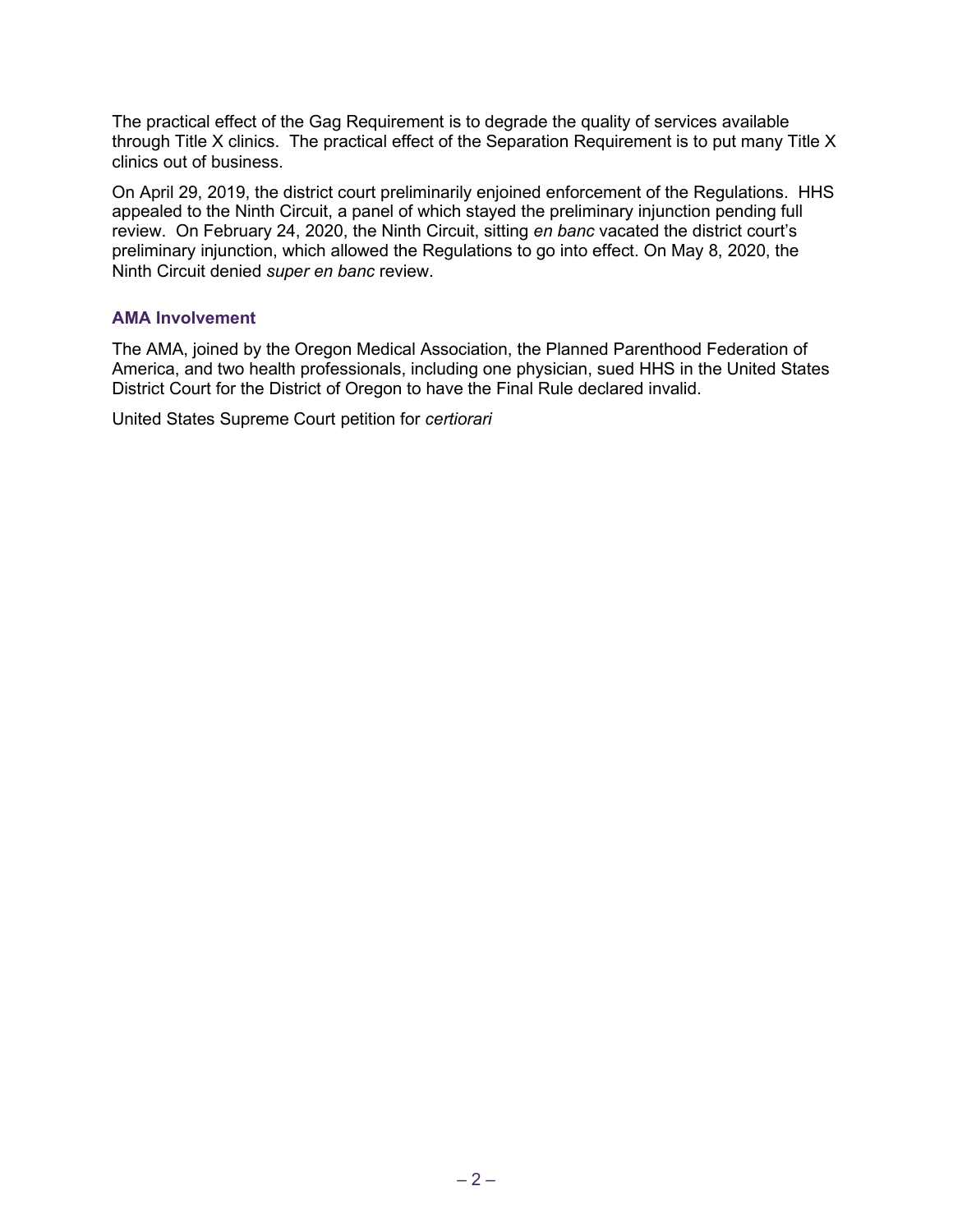The practical effect of the Gag Requirement is to degrade the quality of services available through Title X clinics. The practical effect of the Separation Requirement is to put many Title X clinics out of business.

On April 29, 2019, the district court preliminarily enjoined enforcement of the Regulations. HHS appealed to the Ninth Circuit, a panel of which stayed the preliminary injunction pending full review. On February 24, 2020, the Ninth Circuit, sitting *en banc* vacated the district court's preliminary injunction, which allowed the Regulations to go into effect. On May 8, 2020, the Ninth Circuit denied *super en banc* review.

### AMA Involvement

The AMA, joined by the Oregon Medical Association, the Planned Parenthood Federation of America, and two health professionals, including one physician, sued HHS in the United States District Court for the District of Oregon to have the Final Rule declared invalid.

United States Supreme Court petition for *certiorari*